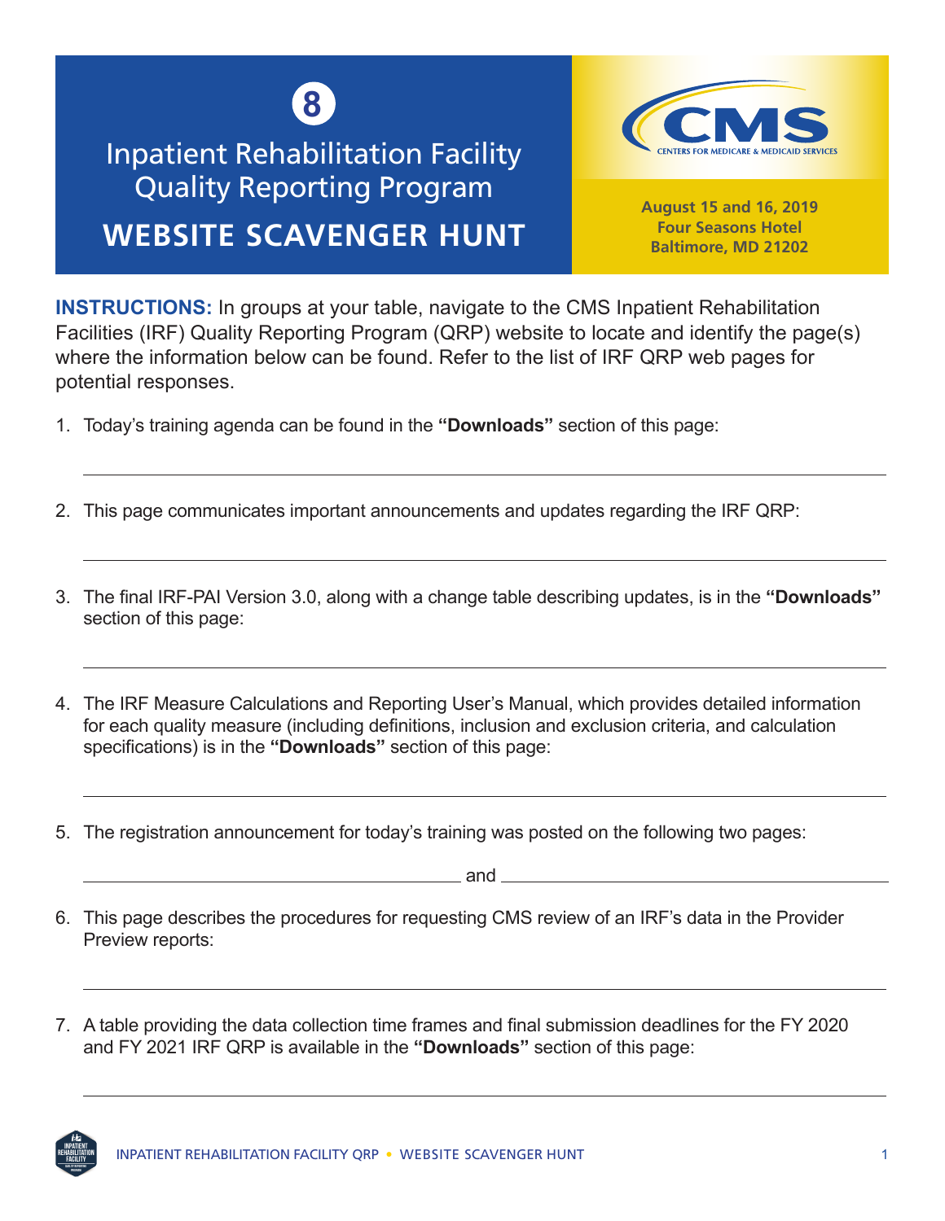8

# Inpatient Rehabilitation Facility Quality Reporting Program

## WEBSITE SCAVENGER HUNT

CMS
CENTERS FOR MEDICARE & MEDICAID SERVICES

**August 15 and 16, 2019**
**Four Seasons Hotel**
**Baltimore, MD 21202**

**INSTRUCTIONS:** In groups at your table, navigate to the CMS Inpatient Rehabilitation Facilities (IRF) Quality Reporting Program (QRP) website to locate and identify the page(s) where the information below can be found. Refer to the list of IRF QRP web pages for potential responses.

1. Today's training agenda can be found in the **"Downloads"** section of this page:

   ______________________________________________

2. This page communicates important announcements and updates regarding the IRF QRP:

   ______________________________________________

3. The final IRF-PAI Version 3.0, along with a change table describing updates, is in the **"Downloads"** section of this page:

   ______________________________________________

4. The IRF Measure Calculations and Reporting User's Manual, which provides detailed information for each quality measure (including definitions, inclusion and exclusion criteria, and calculation specifications) is in the **"Downloads"** section of this page:

   ______________________________________________

5. The registration announcement for today's training was posted on the following two pages:

   ____________________ and ____________________

6. This page describes the procedures for requesting CMS review of an IRF's data in the Provider Preview reports:

   ______________________________________________

7. A table providing the data collection time frames and final submission deadlines for the FY 2020 and FY 2021 IRF QRP is available in the **"Downloads"** section of this page:

   ______________________________________________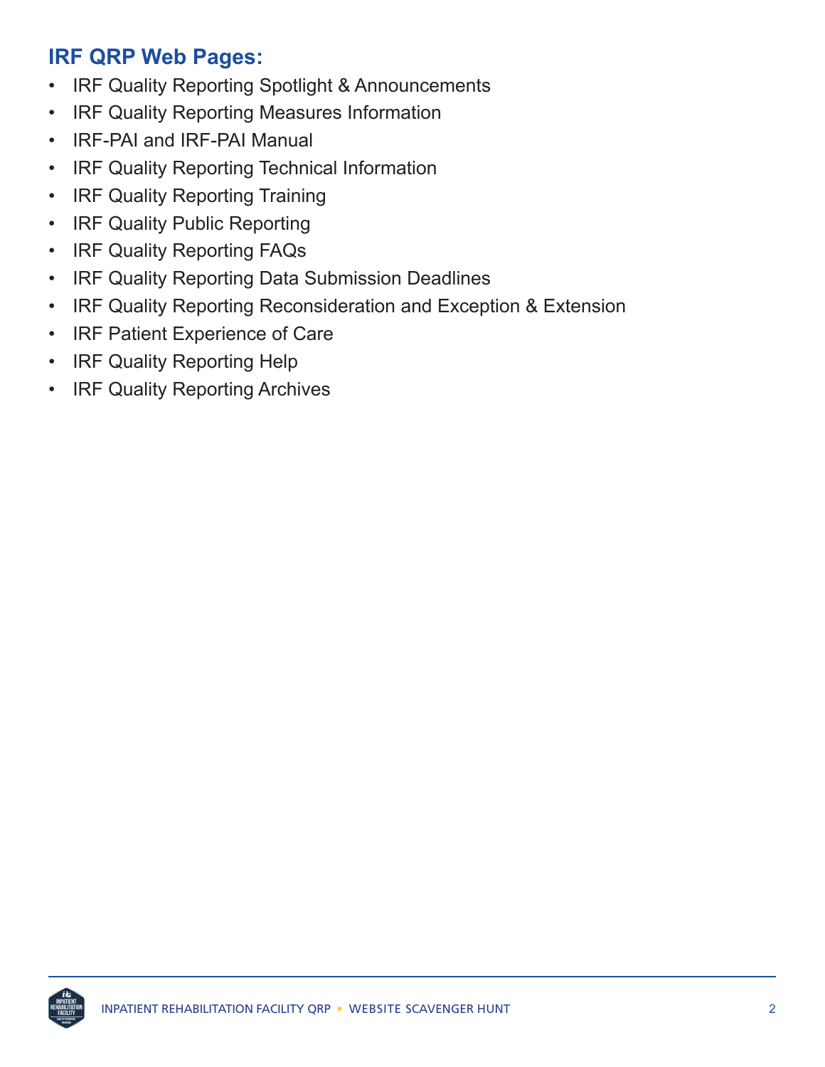## IRF QRP Web Pages:

- IRF Quality Reporting Spotlight & Announcements
- IRF Quality Reporting Measures Information
- IRF-PAI and IRF-PAI Manual
- IRF Quality Reporting Technical Information
- IRF Quality Reporting Training
- IRF Quality Public Reporting
- IRF Quality Reporting FAQs
- IRF Quality Reporting Data Submission Deadlines
- IRF Quality Reporting Reconsideration and Exception & Extension
- IRF Patient Experience of Care
- IRF Quality Reporting Help
- IRF Quality Reporting Archives